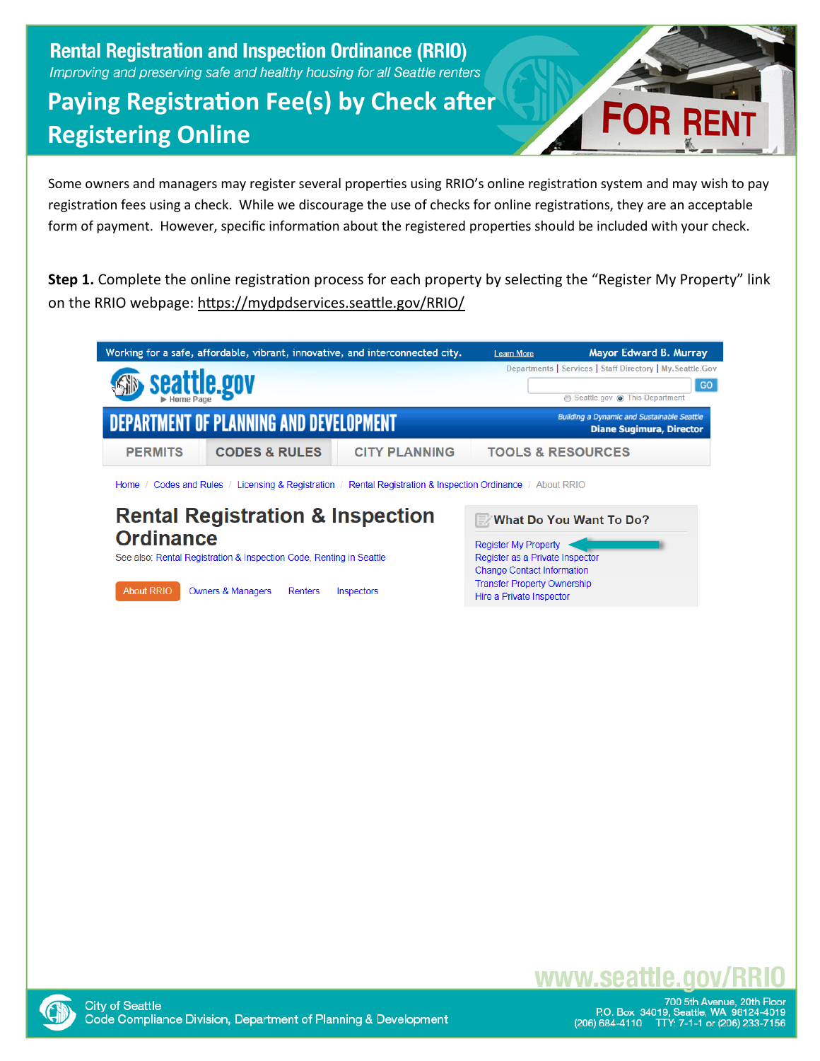# Rental Registration and Inspection Ordinance (RRIO)

*Improving and preserving safe and healthy housing for all Seattle renters*

## Paying Registration Fee(s) by Check after Registering Online

Some owners and managers may register several properties using RRIO's online registration system and may wish to pay registration fees using a check. While we discourage the use of checks for online registrations, they are an acceptable form of payment. However, specific information about the registered properties should be included with your check.

**Step 1.** Complete the online registration process for each property by selecting the "Register My Property" link on the RRIO webpage: https://mydpdservices.seattle.gov/RRIO/

www.seattle.gov/RRIO

City of Seattle
Code Compliance Division, Department of Planning & Development

700 5th Avenue, 20th Floor
P.O. Box 34019, Seattle, WA 98124-4019
(206) 684-4110 TTY: 7-1-1 or (206) 233-7156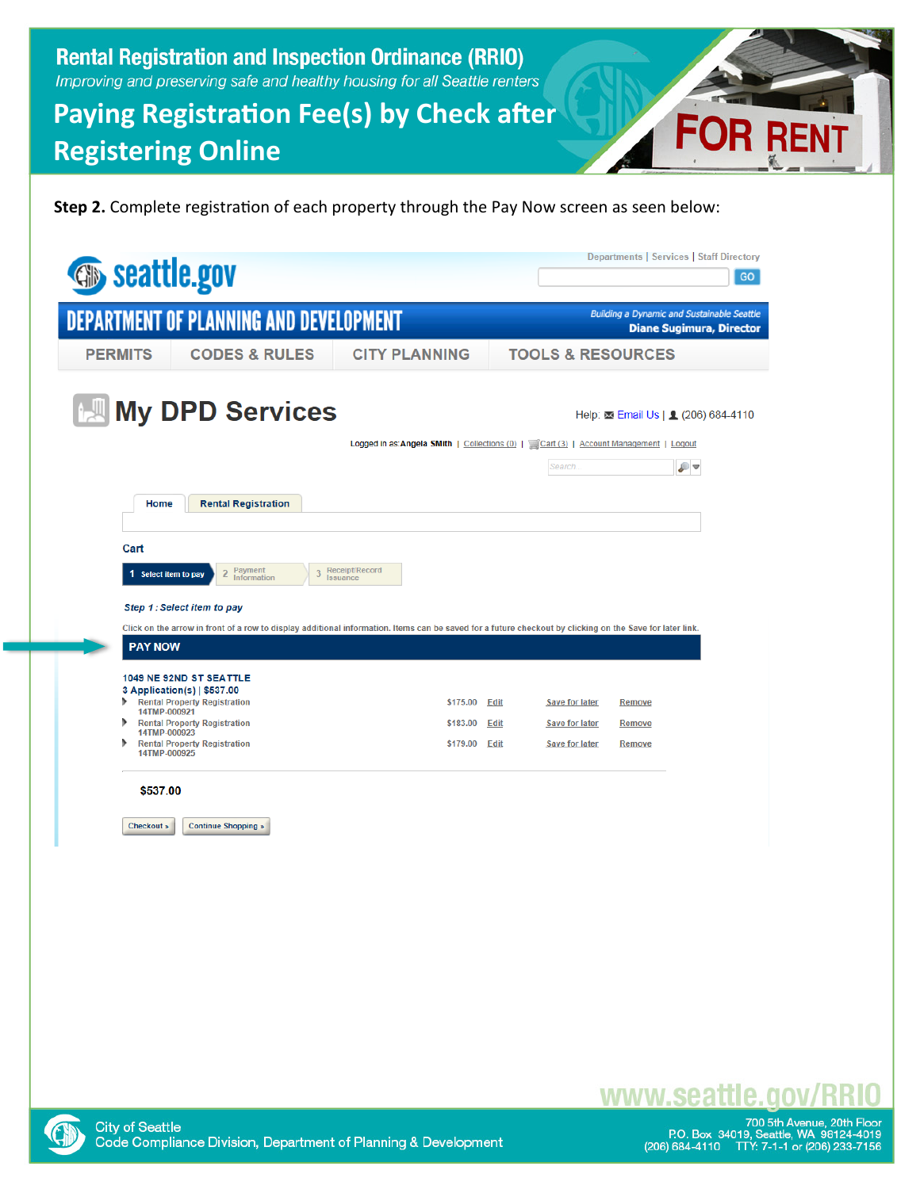# Rental Registration and Inspection Ordinance (RRIO)

*Improving and preserving safe and healthy housing for all Seattle renters*

## Paying Registration Fee(s) by Check after Registering Online

**Step 2.** Complete registration of each property through the Pay Now screen as seen below:

seattle.gov

Departments | Services | Staff Directory

GO

DEPARTMENT OF PLANNING AND DEVELOPMENT

*Building a Dynamic and Sustainable Seattle*
**Diane Sugimura, Director**

PERMITS | CODES & RULES | CITY PLANNING | TOOLS & RESOURCES

### My DPD Services

Help: Email Us | (206) 684-4110

Logged in as: **Angela Smith** | Collections (0) | Cart (3) | Account Management | Logout

Home | Rental Registration

**Cart**

1 Select item to pay | 2 Payment Information | 3 Receipt/Record Issuance

***Step 1 : Select item to pay***

Click on the arrow in front of a row to display additional information. Items can be saved for a future checkout by clicking on the Save for later link.

**PAY NOW**

**1049 NE 92ND ST SEATTLE**
**3 Application(s) | $537.00**

| Item | Amount | | | |
|---|---|---|---|---|
| Rental Property Registration 14TMP-000921 | $175.00 | Edit | Save for later | Remove |
| Rental Property Registration 14TMP-000923 | $183.00 | Edit | Save for later | Remove |
| Rental Property Registration 14TMP-000925 | $179.00 | Edit | Save for later | Remove |

**$537.00**

Checkout » | Continue Shopping »

www.seattle.gov/RRIO

City of Seattle
Code Compliance Division, Department of Planning & Development

700 5th Avenue, 20th Floor
P.O. Box 34019, Seattle, WA 98124-4019
(206) 684-4110 TTY: 7-1-1 or (206) 233-7156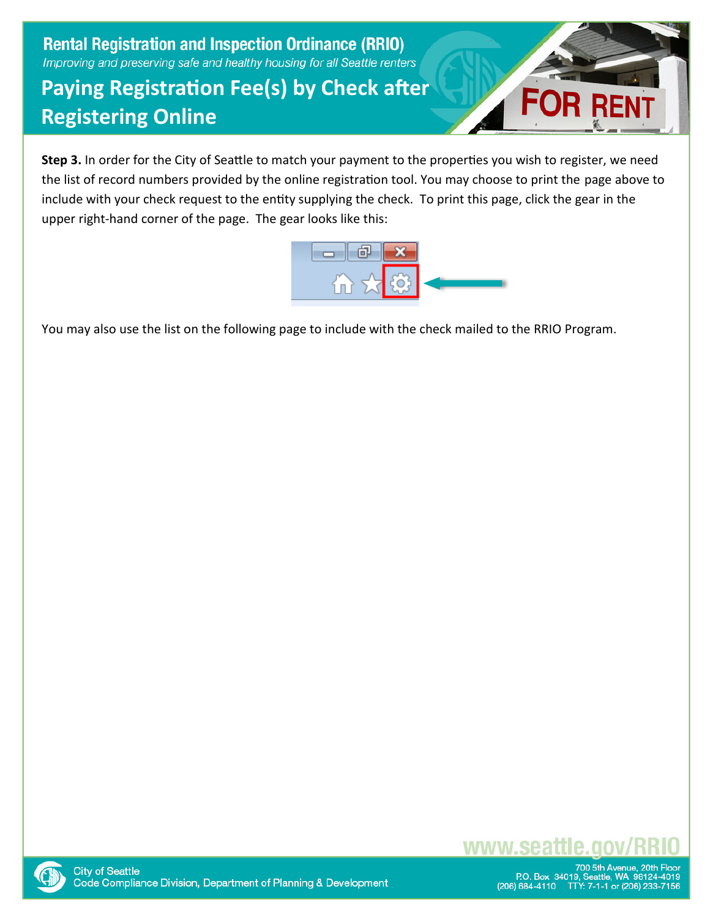# Rental Registration and Inspection Ordinance (RRIO)

*Improving and preserving safe and healthy housing for all Seattle renters*

## Paying Registration Fee(s) by Check after Registering Online

**Step 3.** In order for the City of Seattle to match your payment to the properties you wish to register, we need the list of record numbers provided by the online registration tool. You may choose to print the page above to include with your check request to the entity supplying the check. To print this page, click the gear in the upper right-hand corner of the page. The gear looks like this:

You may also use the list on the following page to include with the check mailed to the RRIO Program.

www.seattle.gov/RRIO

City of Seattle
Code Compliance Division, Department of Planning & Development

700 5th Avenue, 20th Floor
P.O. Box 34019, Seattle, WA 98124-4019
(206) 684-4110 TTY: 7-1-1 or (206) 233-7156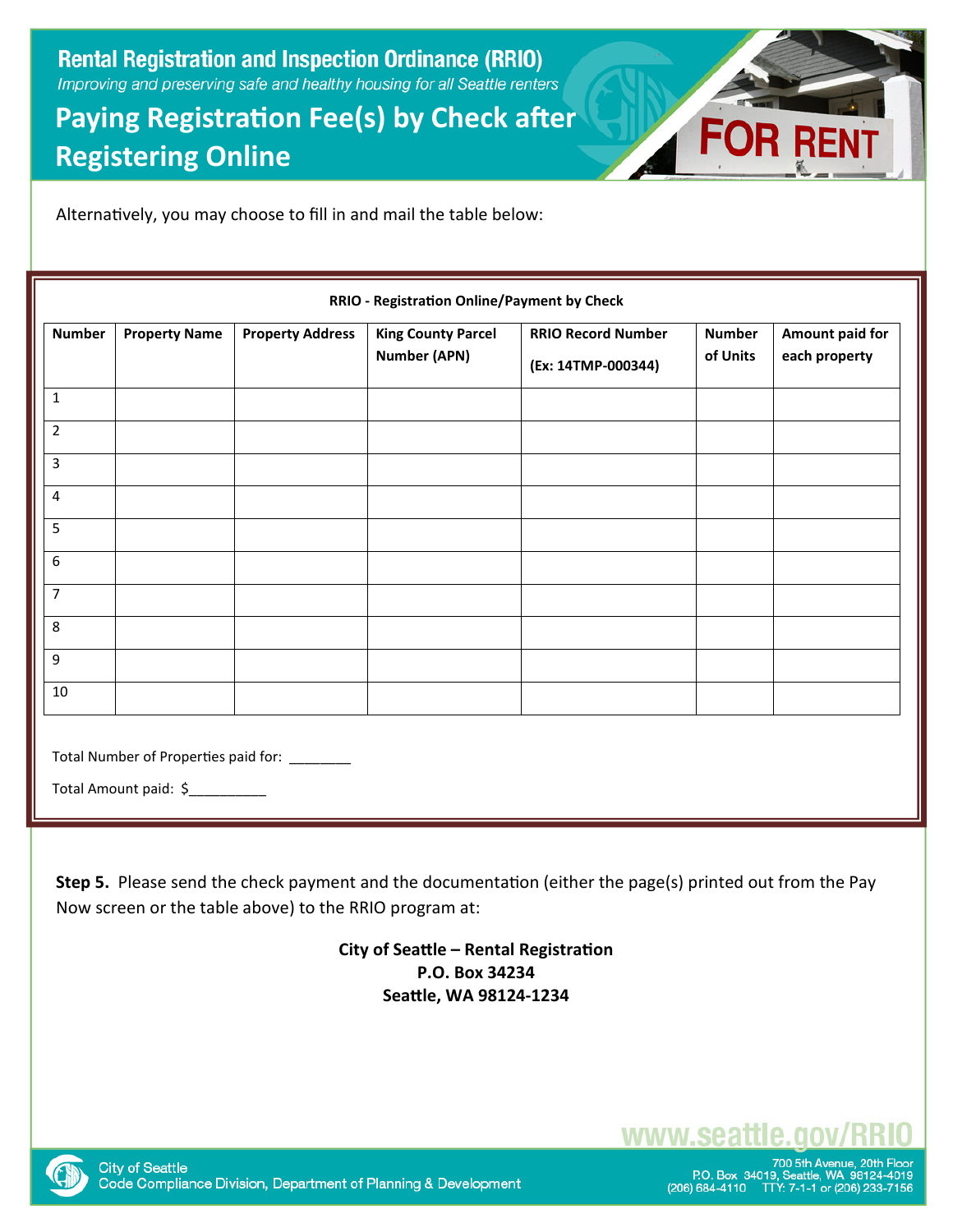# Rental Registration and Inspection Ordinance (RRIO)

*Improving and preserving safe and healthy housing for all Seattle renters*

## Paying Registration Fee(s) by Check after Registering Online

Alternatively, you may choose to fill in and mail the table below:

**RRIO - Registration Online/Payment by Check**

| Number | Property Name | Property Address | King County Parcel Number (APN) | RRIO Record Number (Ex: 14TMP-000344) | Number of Units | Amount paid for each property |
|---|---|---|---|---|---|---|
| 1 | | | | | | |
| 2 | | | | | | |
| 3 | | | | | | |
| 4 | | | | | | |
| 5 | | | | | | |
| 6 | | | | | | |
| 7 | | | | | | |
| 8 | | | | | | |
| 9 | | | | | | |
| 10 | | | | | | |

Total Number of Properties paid for: ________

Total Amount paid: $__________

**Step 5.** Please send the check payment and the documentation (either the page(s) printed out from the Pay Now screen or the table above) to the RRIO program at:

**City of Seattle – Rental Registration**
**P.O. Box 34234**
**Seattle, WA 98124-1234**

www.seattle.gov/RRIO

City of Seattle
Code Compliance Division, Department of Planning & Development

700 5th Avenue, 20th Floor
P.O. Box 34019, Seattle, WA 98124-4019
(206) 684-4110 TTY: 7-1-1 or (206) 233-7156